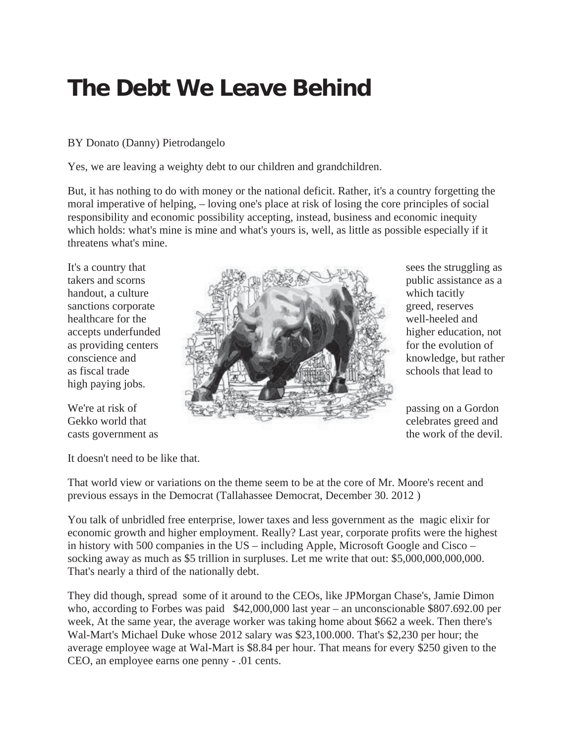# The Debt We Leave Behind

BY Donato (Danny) Pietrodangelo

Yes, we are leaving a weighty debt to our children and grandchildren.

But, it has nothing to do with money or the national deficit. Rather, it's a country forgetting the moral imperative of helping, – loving one's place at risk of losing the core principles of social responsibility and economic possibility accepting, instead, business and economic inequity which holds: what's mine is mine and what's yours is, well, as little as possible especially if it threatens what's mine.

It's a country that sees the struggling as takers and scorns public assistance as a handout, a culture which tacitly sanctions corporate greed, reserves healthcare for the well-heeled and accepts underfunded higher education, not as providing centers for the evolution of conscience and knowledge, but rather as fiscal trade schools that lead to high paying jobs.

We're at risk of passing on a Gordon Gekko world that celebrates greed and casts government as the work of the devil.

It doesn't need to be like that.

That world view or variations on the theme seem to be at the core of Mr. Moore's recent and previous essays in the Democrat (Tallahassee Democrat, December 30. 2012 )

You talk of unbridled free enterprise, lower taxes and less government as the magic elixir for economic growth and higher employment. Really? Last year, corporate profits were the highest in history with 500 companies in the US – including Apple, Microsoft Google and Cisco – socking away as much as $5 trillion in surpluses. Let me write that out: $5,000,000,000,000. That's nearly a third of the nationally debt.

They did though, spread some of it around to the CEOs, like JPMorgan Chase's, Jamie Dimon who, according to Forbes was paid $42,000,000 last year – an unconscionable $807.692.00 per week, At the same year, the average worker was taking home about $662 a week. Then there's Wal-Mart's Michael Duke whose 2012 salary was $23,100.000. That's $2,230 per hour; the average employee wage at Wal-Mart is $8.84 per hour. That means for every $250 given to the CEO, an employee earns one penny - .01 cents.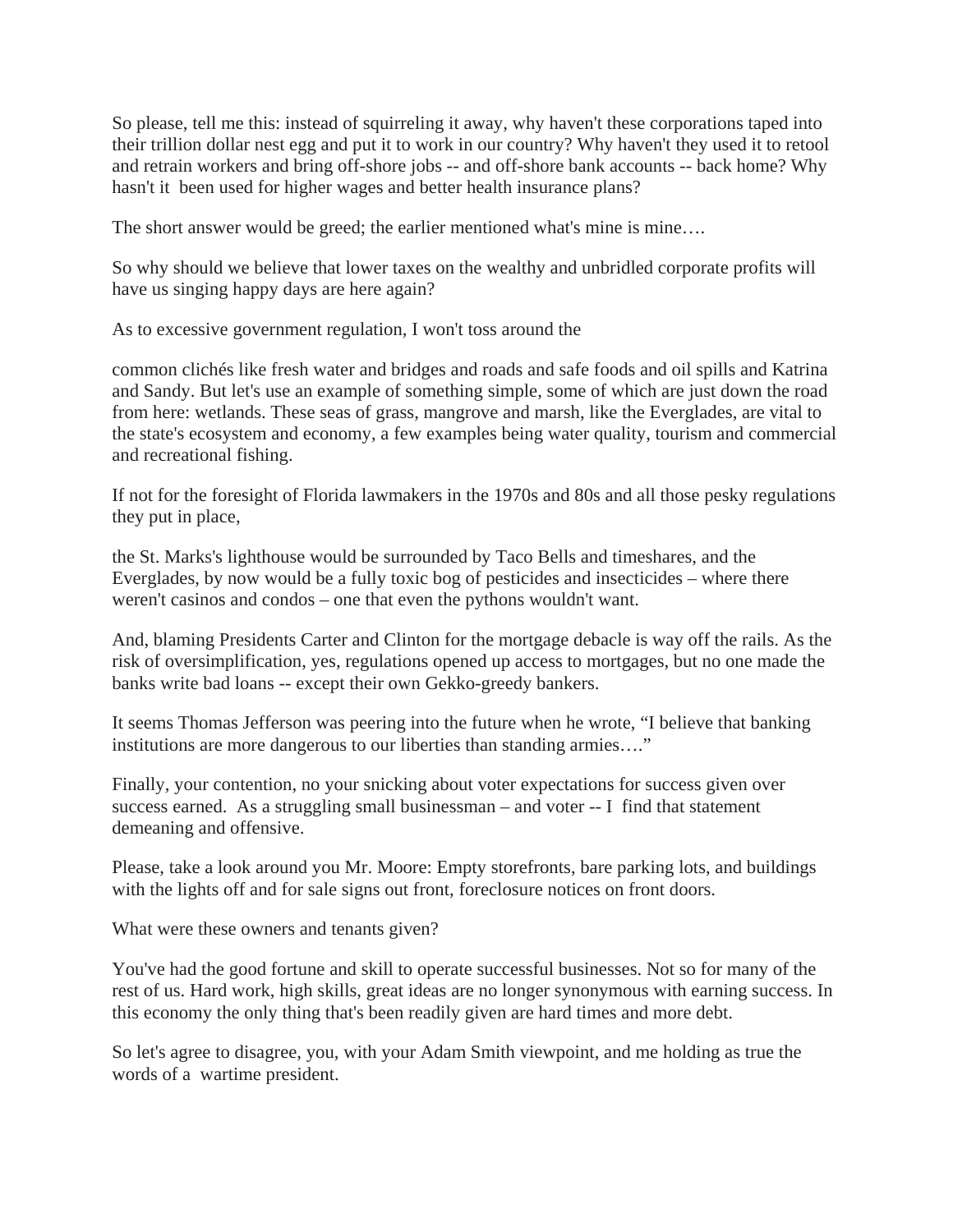So please, tell me this: instead of squirreling it away, why haven't these corporations taped into their trillion dollar nest egg and put it to work in our country? Why haven't they used it to retool and retrain workers and bring off-shore jobs -- and off-shore bank accounts -- back home? Why hasn't it been used for higher wages and better health insurance plans?

The short answer would be greed; the earlier mentioned what's mine is mine….

So why should we believe that lower taxes on the wealthy and unbridled corporate profits will have us singing happy days are here again?

As to excessive government regulation, I won't toss around the

common clichés like fresh water and bridges and roads and safe foods and oil spills and Katrina and Sandy. But let's use an example of something simple, some of which are just down the road from here: wetlands. These seas of grass, mangrove and marsh, like the Everglades, are vital to the state's ecosystem and economy, a few examples being water quality, tourism and commercial and recreational fishing.

If not for the foresight of Florida lawmakers in the 1970s and 80s and all those pesky regulations they put in place,

the St. Marks's lighthouse would be surrounded by Taco Bells and timeshares, and the Everglades, by now would be a fully toxic bog of pesticides and insecticides – where there weren't casinos and condos – one that even the pythons wouldn't want.

And, blaming Presidents Carter and Clinton for the mortgage debacle is way off the rails. As the risk of oversimplification, yes, regulations opened up access to mortgages, but no one made the banks write bad loans -- except their own Gekko-greedy bankers.

It seems Thomas Jefferson was peering into the future when he wrote, “I believe that banking institutions are more dangerous to our liberties than standing armies….”

Finally, your contention, no your snicking about voter expectations for success given over success earned. As a struggling small businessman – and voter -- I find that statement demeaning and offensive.

Please, take a look around you Mr. Moore: Empty storefronts, bare parking lots, and buildings with the lights off and for sale signs out front, foreclosure notices on front doors.

What were these owners and tenants given?

You've had the good fortune and skill to operate successful businesses. Not so for many of the rest of us. Hard work, high skills, great ideas are no longer synonymous with earning success. In this economy the only thing that's been readily given are hard times and more debt.

So let's agree to disagree, you, with your Adam Smith viewpoint, and me holding as true the words of a wartime president.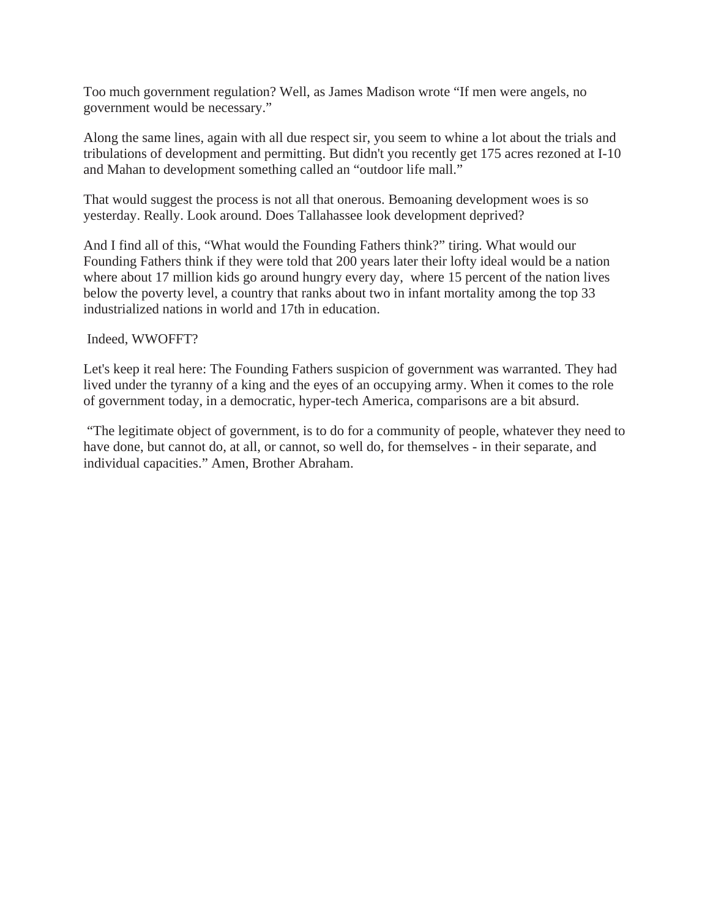Too much government regulation? Well, as James Madison wrote "If men were angels, no government would be necessary."

Along the same lines, again with all due respect sir, you seem to whine a lot about the trials and tribulations of development and permitting. But didn't you recently get 175 acres rezoned at I-10 and Mahan to development something called an "outdoor life mall."

That would suggest the process is not all that onerous. Bemoaning development woes is so yesterday. Really. Look around. Does Tallahassee look development deprived?

And I find all of this, "What would the Founding Fathers think?" tiring. What would our Founding Fathers think if they were told that 200 years later their lofty ideal would be a nation where about 17 million kids go around hungry every day, where 15 percent of the nation lives below the poverty level, a country that ranks about two in infant mortality among the top 33 industrialized nations in world and 17th in education.

Indeed, WWOFFT?

Let's keep it real here: The Founding Fathers suspicion of government was warranted. They had lived under the tyranny of a king and the eyes of an occupying army. When it comes to the role of government today, in a democratic, hyper-tech America, comparisons are a bit absurd.

"The legitimate object of government, is to do for a community of people, whatever they need to have done, but cannot do, at all, or cannot, so well do, for themselves - in their separate, and individual capacities." Amen, Brother Abraham.